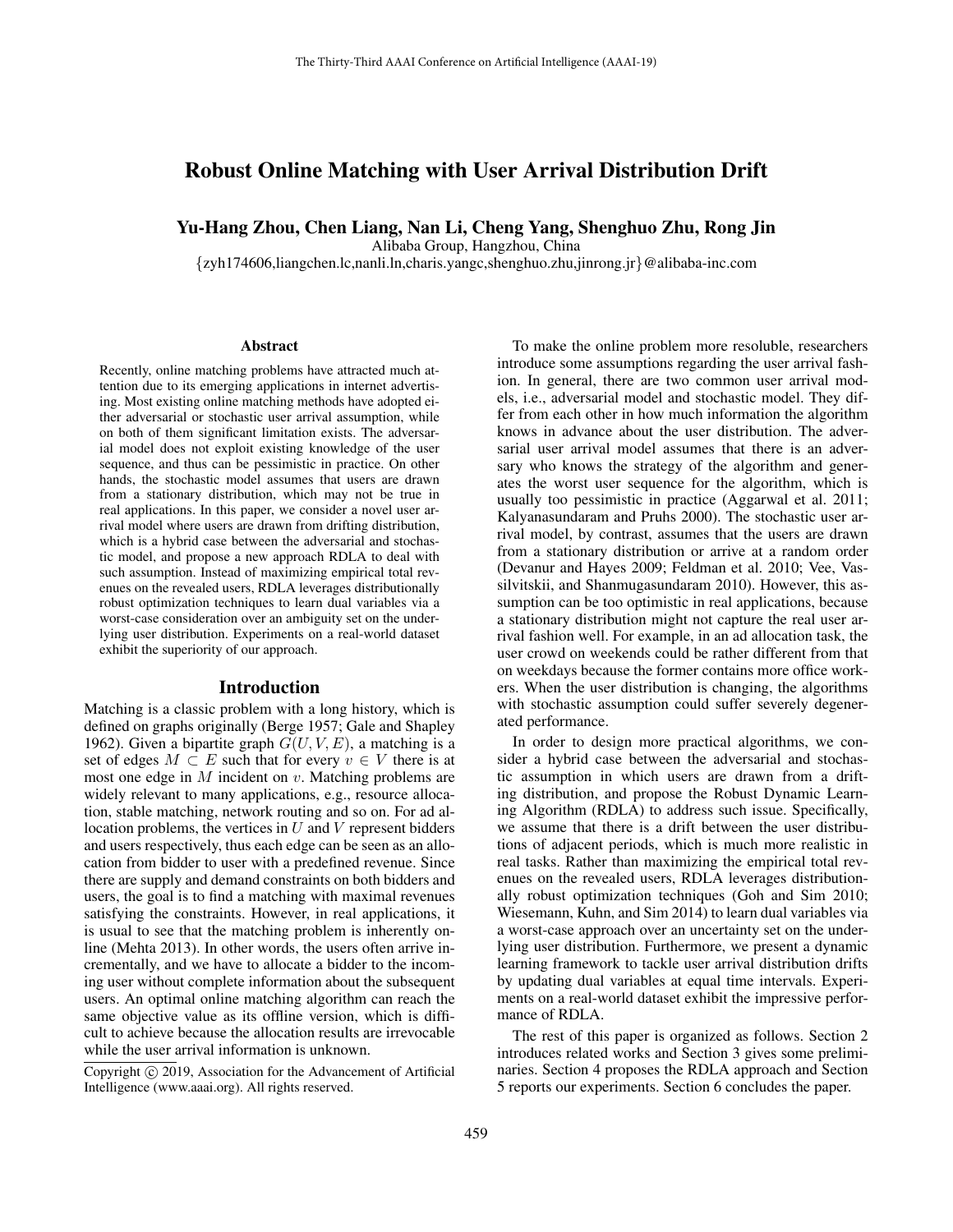# Robust Online Matching with User Arrival Distribution Drift

**Yu-Hang Zhou, Chen Liang, Nan Li, Cheng Yang, Shenghuo Zhu, Rong Jin**

Alibaba Group, Hangzhou, China

{zyh174606,liangchen.lc,nanli.ln,charis.yangc,shenghuo.zhu,jinrong.jr}@alibaba-inc.com

## Abstract

Recently, online matching problems have attracted much attention due to its emerging applications in internet advertising. Most existing online matching methods have adopted either adversarial or stochastic user arrival assumption, while on both of them significant limitation exists. The adversarial model does not exploit existing knowledge of the user sequence, and thus can be pessimistic in practice. On other hands, the stochastic model assumes that users are drawn from a stationary distribution, which may not be true in real applications. In this paper, we consider a novel user arrival model where users are drawn from drifting distribution, which is a hybrid case between the adversarial and stochastic model, and propose a new approach RDLA to deal with such assumption. Instead of maximizing empirical total revenues on the revealed users, RDLA leverages distributionally robust optimization techniques to learn dual variables via a worst-case consideration over an ambiguity set on the underlying user distribution. Experiments on a real-world dataset exhibit the superiority of our approach.

## Introduction

Matching is a classic problem with a long history, which is defined on graphs originally (Berge 1957; Gale and Shapley 1962). Given a bipartite graph $G(U, V, E)$, a matching is a set of edges $M \subset E$ such that for every $v \in V$ there is at most one edge in $M$ incident on $v$. Matching problems are widely relevant to many applications, e.g., resource allocation, stable matching, network routing and so on. For ad allocation problems, the vertices in $U$ and $V$ represent bidders and users respectively, thus each edge can be seen as an allocation from bidder to user with a predefined revenue. Since there are supply and demand constraints on both bidders and users, the goal is to find a matching with maximal revenues satisfying the constraints. However, in real applications, it is usual to see that the matching problem is inherently online (Mehta 2013). In other words, the users often arrive incrementally, and we have to allocate a bidder to the incoming user without complete information about the subsequent users. An optimal online matching algorithm can reach the same objective value as its offline version, which is difficult to achieve because the allocation results are irrevocable while the user arrival information is unknown.

To make the online problem more resoluble, researchers introduce some assumptions regarding the user arrival fashion. In general, there are two common user arrival models, i.e., adversarial model and stochastic model. They differ from each other in how much information the algorithm knows in advance about the user distribution. The adversarial user arrival model assumes that there is an adversary who knows the strategy of the algorithm and generates the worst user sequence for the algorithm, which is usually too pessimistic in practice (Aggarwal et al. 2011; Kalyanasundaram and Pruhs 2000). The stochastic user arrival model, by contrast, assumes that the users are drawn from a stationary distribution or arrive at a random order (Devanur and Hayes 2009; Feldman et al. 2010; Vee, Vassilvitskii, and Shanmugasundaram 2010). However, this assumption can be too optimistic in real applications, because a stationary distribution might not capture the real user arrival fashion well. For example, in an ad allocation task, the user crowd on weekends could be rather different from that on weekdays because the former contains more office workers. When the user distribution is changing, the algorithms with stochastic assumption could suffer severely degenerated performance.

In order to design more practical algorithms, we consider a hybrid case between the adversarial and stochastic assumption in which users are drawn from a drifting distribution, and propose the Robust Dynamic Learning Algorithm (RDLA) to address such issue. Specifically, we assume that there is a drift between the user distributions of adjacent periods, which is much more realistic in real tasks. Rather than maximizing the empirical total revenues on the revealed users, RDLA leverages distributionally robust optimization techniques (Goh and Sim 2010; Wiesemann, Kuhn, and Sim 2014) to learn dual variables via a worst-case approach over an uncertainty set on the underlying user distribution. Furthermore, we present a dynamic learning framework to tackle user arrival distribution drifts by updating dual variables at equal time intervals. Experiments on a real-world dataset exhibit the impressive performance of RDLA.

The rest of this paper is organized as follows. Section 2 introduces related works and Section 3 gives some preliminaries. Section 4 proposes the RDLA approach and Section 5 reports our experiments. Section 6 concludes the paper.

Copyright © 2019, Association for the Advancement of Artificial Intelligence (www.aaai.org). All rights reserved.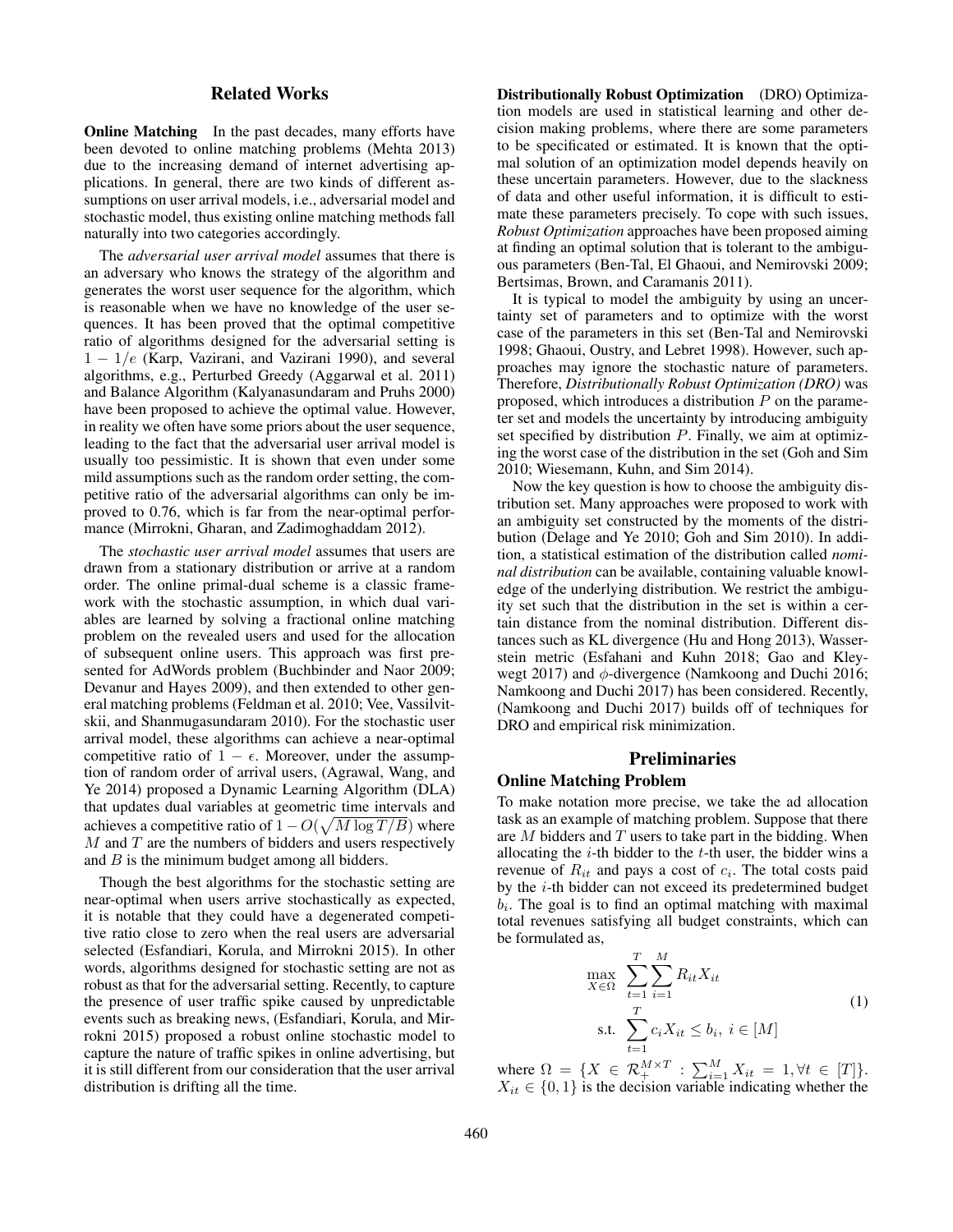## Related Works

**Online Matching** In the past decades, many efforts have been devoted to online matching problems (Mehta 2013) due to the increasing demand of internet advertising applications. In general, there are two kinds of different assumptions on user arrival models, i.e., adversarial model and stochastic model, thus existing online matching methods fall naturally into two categories accordingly.

The *adversarial user arrival model* assumes that there is an adversary who knows the strategy of the algorithm and generates the worst user sequence for the algorithm, which is reasonable when we have no knowledge of the user sequences. It has been proved that the optimal competitive ratio of algorithms designed for the adversarial setting is $1 - 1/e$ (Karp, Vazirani, and Vazirani 1990), and several algorithms, e.g., Perturbed Greedy (Aggarwal et al. 2011) and Balance Algorithm (Kalyanasundaram and Pruhs 2000) have been proposed to achieve the optimal value. However, in reality we often have some priors about the user sequence, leading to the fact that the adversarial user arrival model is usually too pessimistic. It is shown that even under some mild assumptions such as the random order setting, the competitive ratio of the adversarial algorithms can only be improved to 0.76, which is far from the near-optimal performance (Mirrokni, Gharan, and Zadimoghaddam 2012).

The *stochastic user arrival model* assumes that users are drawn from a stationary distribution or arrive at a random order. The online primal-dual scheme is a classic framework with the stochastic assumption, in which dual variables are learned by solving a fractional online matching problem on the revealed users and used for the allocation of subsequent online users. This approach was first presented for AdWords problem (Buchbinder and Naor 2009; Devanur and Hayes 2009), and then extended to other general matching problems (Feldman et al. 2010; Vee, Vassilvitskii, and Shanmugasundaram 2010). For the stochastic user arrival model, these algorithms can achieve a near-optimal competitive ratio of $1 - \epsilon$. Moreover, under the assumption of random order of arrival users, (Agrawal, Wang, and Ye 2014) proposed a Dynamic Learning Algorithm (DLA) that updates dual variables at geometric time intervals and achieves a competitive ratio of $1 - O(\sqrt{M \log T/B})$ where $M$ and $T$ are the numbers of bidders and users respectively and $B$ is the minimum budget among all bidders.

Though the best algorithms for the stochastic setting are near-optimal when users arrive stochastically as expected, it is notable that they could have a degenerated competitive ratio close to zero when the real users are adversarial selected (Esfandiari, Korula, and Mirrokni 2015). In other words, algorithms designed for stochastic setting are not as robust as that for the adversarial setting. Recently, to capture the presence of user traffic spike caused by unpredictable events such as breaking news, (Esfandiari, Korula, and Mirrokni 2015) proposed a robust online stochastic model to capture the nature of traffic spikes in online advertising, but it is still different from our consideration that the user arrival distribution is drifting all the time.

**Distributionally Robust Optimization** (DRO) Optimization models are used in statistical learning and other decision making problems, where there are some parameters to be specificated or estimated. It is known that the optimal solution of an optimization model depends heavily on these uncertain parameters. However, due to the slackness of data and other useful information, it is difficult to estimate these parameters precisely. To cope with such issues, *Robust Optimization* approaches have been proposed aiming at finding an optimal solution that is tolerant to the ambiguous parameters (Ben-Tal, El Ghaoui, and Nemirovski 2009; Bertsimas, Brown, and Caramanis 2011).

It is typical to model the ambiguity by using an uncertainty set of parameters and to optimize with the worst case of the parameters in this set (Ben-Tal and Nemirovski 1998; Ghaoui, Oustry, and Lebret 1998). However, such approaches may ignore the stochastic nature of parameters. Therefore, *Distributionally Robust Optimization (DRO)* was proposed, which introduces a distribution $P$ on the parameter set and models the uncertainty by introducing ambiguity set specified by distribution $P$. Finally, we aim at optimizing the worst case of the distribution in the set (Goh and Sim 2010; Wiesemann, Kuhn, and Sim 2014).

Now the key question is how to choose the ambiguity distribution set. Many approaches were proposed to work with an ambiguity set constructed by the moments of the distribution (Delage and Ye 2010; Goh and Sim 2010). In addition, a statistical estimation of the distribution called *nominal distribution* can be available, containing valuable knowledge of the underlying distribution. We restrict the ambiguity set such that the distribution in the set is within a certain distance from the nominal distribution. Different distances such as KL divergence (Hu and Hong 2013), Wasserstein metric (Esfahani and Kuhn 2018; Gao and Kleywegt 2017) and $\phi$-divergence (Namkoong and Duchi 2016; Namkoong and Duchi 2017) has been considered. Recently, (Namkoong and Duchi 2017) builds off of techniques for DRO and empirical risk minimization.

## Preliminaries

### Online Matching Problem

To make notation more precise, we take the ad allocation task as an example of matching problem. Suppose that there are $M$ bidders and $T$ users to take part in the bidding. When allocating the $i$-th bidder to the $t$-th user, the bidder wins a revenue of $R_{it}$ and pays a cost of $c_i$. The total costs paid by the $i$-th bidder can not exceed its predetermined budget $b_i$. The goal is to find an optimal matching with maximal total revenues satisfying all budget constraints, which can be formulated as,

$$
\begin{aligned}
\max_{X \in \Omega} \quad & \sum_{t=1}^{T} \sum_{i=1}^{M} R_{it} X_{it} \\
\text{s.t.} \quad & \sum_{t=1}^{T} c_i X_{it} \le b_i, \; i \in [M]
\end{aligned}
\tag{1}
$$

where $\Omega = \{X \in \mathcal{R}_{+}^{M \times T} : \sum_{i=1}^{M} X_{it} = 1, \forall t \in [T]\}$. $X_{it} \in \{0, 1\}$ is the decision variable indicating whether the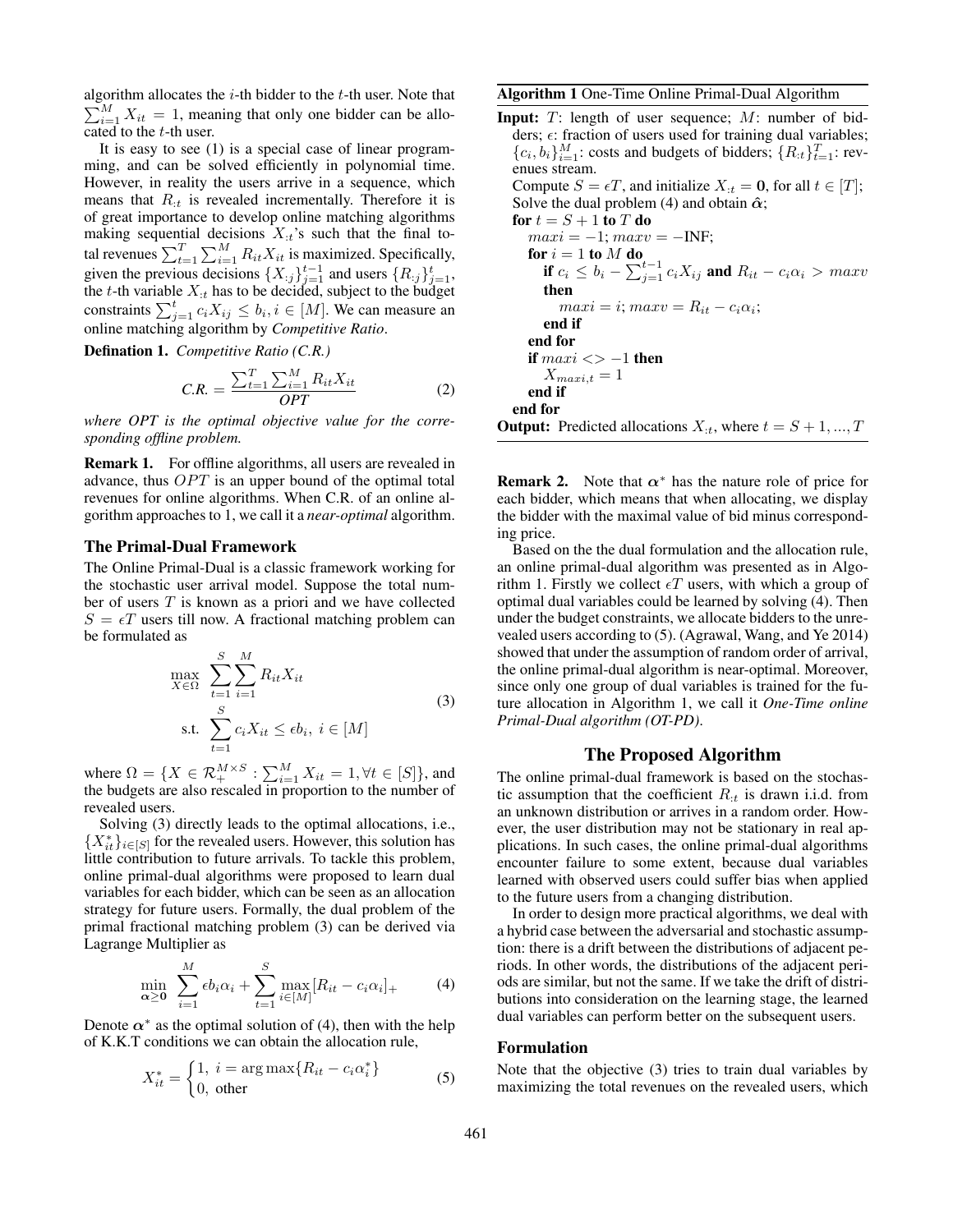algorithm allocates the $i$-th bidder to the $t$-th user. Note that $\sum_{i=1}^{M} X_{it} = 1$, meaning that only one bidder can be allocated to the $t$-th user.

It is easy to see (1) is a special case of linear programming, and can be solved efficiently in polynomial time. However, in reality the users arrive in a sequence, which means that $R_{:t}$ is revealed incrementally. Therefore it is of great importance to develop online matching algorithms making sequential decisions $X_{:t}$'s such that the final total revenues $\sum_{t=1}^{T}\sum_{i=1}^{M} R_{it}X_{it}$ is maximized. Specifically, given the previous decisions $\{X_{:j}\}_{j=1}^{t-1}$ and users $\{R_{:j}\}_{j=1}^{t}$, the $t$-th variable $X_{:t}$ has to be decided, subject to the budget constraints $\sum_{j=1}^{t} c_i X_{ij} \le b_i, i \in [M]$. We can measure an online matching algorithm by *Competitive Ratio*.

**Defination 1.** *Competitive Ratio (C.R.)*

$$\textit{C.R.} = \frac{\sum_{t=1}^{T}\sum_{i=1}^{M} R_{it}X_{it}}{\textit{OPT}} \tag{2}$$

*where OPT is the optimal objective value for the corresponding offline problem.*

**Remark 1.** For offline algorithms, all users are revealed in advance, thus $OPT$ is an upper bound of the optimal total revenues for online algorithms. When C.R. of an online algorithm approaches to 1, we call it a *near-optimal* algorithm.

### The Primal-Dual Framework

The Online Primal-Dual is a classic framework working for the stochastic user arrival model. Suppose the total number of users $T$ is known as a priori and we have collected $S = \epsilon T$ users till now. A fractional matching problem can be formulated as

$$\begin{aligned} \max_{X\in\Omega} \ & \sum_{t=1}^{S}\sum_{i=1}^{M} R_{it}X_{it} \\ \text{s.t.} \ & \sum_{t=1}^{S} c_i X_{it} \le \epsilon b_i, \ i \in [M] \end{aligned} \tag{3}$$

where $\Omega = \{X \in \mathcal{R}_{+}^{M\times S} : \sum_{i=1}^{M} X_{it} = 1, \forall t \in [S]\}$, and the budgets are also rescaled in proportion to the number of revealed users.

Solving (3) directly leads to the optimal allocations, i.e., $\{X_{it}^*\}_{i\in[S]}$ for the revealed users. However, this solution has little contribution to future arrivals. To tackle this problem, online primal-dual algorithms were proposed to learn dual variables for each bidder, which can be seen as an allocation strategy for future users. Formally, the dual problem of the primal fractional matching problem (3) can be derived via Lagrange Multiplier as

$$\min_{\boldsymbol{\alpha}\ge\mathbf{0}} \ \sum_{i=1}^{M} \epsilon b_i \alpha_i + \sum_{t=1}^{S} \max_{i\in[M]} [R_{it} - c_i\alpha_i]_+ \tag{4}$$

Denote $\boldsymbol{\alpha}^*$ as the optimal solution of (4), then with the help of K.K.T conditions we can obtain the allocation rule,

$$X_{it}^* = \begin{cases} 1, \ i = \arg\max\{R_{it} - c_i\alpha_i^*\} \\ 0, \ \text{other} \end{cases} \tag{5}$$

**Algorithm 1** One-Time Online Primal-Dual Algorithm

**Input:** $T$: length of user sequence; $M$: number of bidders; $\epsilon$: fraction of users used for training dual variables; $\{c_i, b_i\}_{i=1}^{M}$: costs and budgets of bidders; $\{R_{:t}\}_{t=1}^{T}$: revenues stream.

```
Compute S = εT, and initialize X_{:t} = 0, for all t ∈ [T];
Solve the dual problem (4) and obtain α̂;
for t = S + 1 to T do
    maxi = −1; maxv = −INF;
    for i = 1 to M do
        if c_i ≤ b_i − Σ_{j=1}^{t−1} c_i X_ij and R_it − c_i α_i > maxv then
            maxi = i; maxv = R_it − c_i α_i;
        end if
    end for
    if maxi <> −1 then
        X_{maxi,t} = 1
    end if
end for
```

**Output:** Predicted allocations $X_{:t}$, where $t = S+1, ..., T$

**Remark 2.** Note that $\boldsymbol{\alpha}^*$ has the nature role of price for each bidder, which means that when allocating, we display the bidder with the maximal value of bid minus corresponding price.

Based on the the dual formulation and the allocation rule, an online primal-dual algorithm was presented as in Algorithm 1. Firstly we collect $\epsilon T$ users, with which a group of optimal dual variables could be learned by solving (4). Then under the budget constraints, we allocate bidders to the unrevealed users according to (5). (Agrawal, Wang, and Ye 2014) showed that under the assumption of random order of arrival, the online primal-dual algorithm is near-optimal. Moreover, since only one group of dual variables is trained for the future allocation in Algorithm 1, we call it *One-Time online Primal-Dual algorithm (OT-PD)*.

## The Proposed Algorithm

The online primal-dual framework is based on the stochastic assumption that the coefficient $R_{:t}$ is drawn i.i.d. from an unknown distribution or arrives in a random order. However, the user distribution may not be stationary in real applications. In such cases, the online primal-dual algorithms encounter failure to some extent, because dual variables learned with observed users could suffer bias when applied to the future users from a changing distribution.

In order to design more practical algorithms, we deal with a hybrid case between the adversarial and stochastic assumption: there is a drift between the distributions of adjacent periods. In other words, the distributions of the adjacent periods are similar, but not the same. If we take the drift of distributions into consideration on the learning stage, the learned dual variables can perform better on the subsequent users.

### Formulation

Note that the objective (3) tries to train dual variables by maximizing the total revenues on the revealed users, which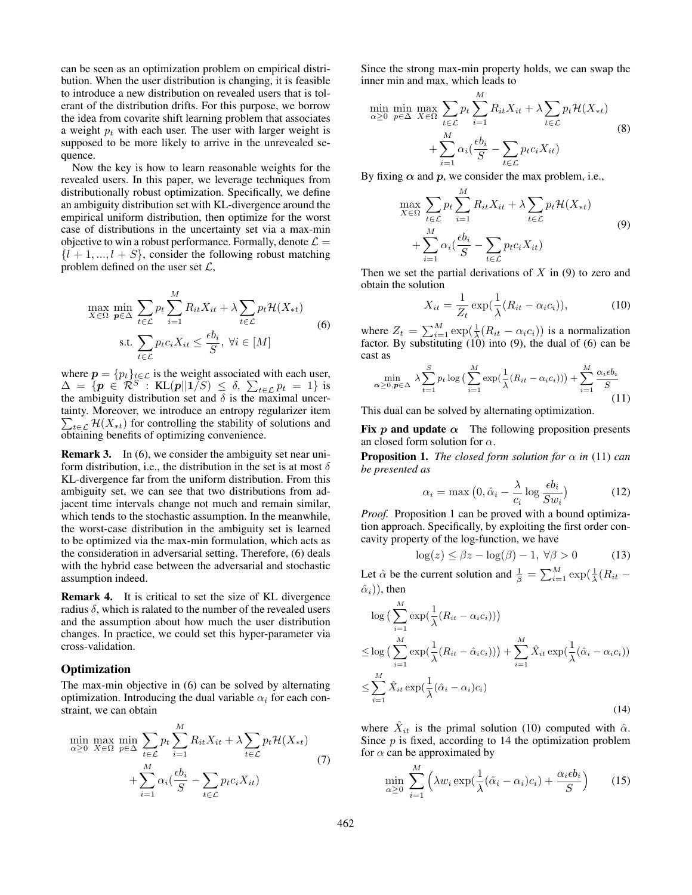can be seen as an optimization problem on empirical distribution. When the user distribution is changing, it is feasible to introduce a new distribution on revealed users that is tolerant of the distribution drifts. For this purpose, we borrow the idea from covarite shift learning problem that associates a weight $p_t$ with each user. The user with larger weight is supposed to be more likely to arrive in the unrevealed sequence.

Now the key is how to learn reasonable weights for the revealed users. In this paper, we leverage techniques from distributionally robust optimization. Specifically, we define an ambiguity distribution set with KL-divergence around the empirical uniform distribution, then optimize for the worst case of distributions in the uncertainty set via a max-min objective to win a robust performance. Formally, denote $\mathcal{L} = \{l+1, ..., l+S\}$, consider the following robust matching problem defined on the user set $\mathcal{L}$,

$$
\max_{X \in \Omega} \min_{\boldsymbol{p} \in \Delta} \sum_{t \in \mathcal{L}} p_t \sum_{i=1}^{M} R_{it} X_{it} + \lambda \sum_{t \in \mathcal{L}} p_t \mathcal{H}(X_{*t}) \quad \text{s.t.} \sum_{t \in \mathcal{L}} p_t c_i X_{it} \leq \frac{\epsilon b_i}{S}, \ \forall i \in [M] \tag{6}
$$

where $\boldsymbol{p} = \{p_t\}_{t \in \mathcal{L}}$ is the weight associated with each user, $\Delta = \{\boldsymbol{p} \in \mathcal{R}^S : \mathrm{KL}(\boldsymbol{p}||\mathbf{1}/S) \leq \delta, \sum_{t \in \mathcal{L}} p_t = 1\}$ is the ambiguity distribution set and $\delta$ is the maximal uncertainty. Moreover, we introduce an entropy regularizer item $\sum_{t \in \mathcal{L}} \mathcal{H}(X_{*t})$ for controlling the stability of solutions and obtaining benefits of optimizing convenience.

**Remark 3.** In (6), we consider the ambiguity set near uniform distribution, i.e., the distribution in the set is at most $\delta$ KL-divergence far from the uniform distribution. From this ambiguity set, we can see that two distributions from adjacent time intervals change not much and remain similar, which tends to the stochastic assumption. In the meanwhile, the worst-case distribution in the ambiguity set is learned to be optimized via the max-min formulation, which acts as the consideration in adversarial setting. Therefore, (6) deals with the hybrid case between the adversarial and stochastic assumption indeed.

**Remark 4.** It is critical to set the size of KL divergence radius $\delta$, which is ralated to the number of the revealed users and the assumption about how much the user distribution changes. In practice, we could set this hyper-parameter via cross-validation.

## Optimization

The max-min objective in (6) can be solved by alternating optimization. Introducing the dual variable $\alpha_i$ for each constraint, we can obtain

$$
\min_{\alpha \geq 0} \max_{X \in \Omega} \min_{p \in \Delta} \sum_{t \in \mathcal{L}} p_t \sum_{i=1}^{M} R_{it} X_{it} + \lambda \sum_{t \in \mathcal{L}} p_t \mathcal{H}(X_{*t}) + \sum_{i=1}^{M} \alpha_i \Big(\frac{\epsilon b_i}{S} - \sum_{t \in \mathcal{L}} p_t c_i X_{it}\Big) \tag{7}
$$

Since the strong max-min property holds, we can swap the inner min and max, which leads to

$$
\min_{\alpha \geq 0} \min_{p \in \Delta} \max_{X \in \Omega} \sum_{t \in \mathcal{L}} p_t \sum_{i=1}^{M} R_{it} X_{it} + \lambda \sum_{t \in \mathcal{L}} p_t \mathcal{H}(X_{*t}) + \sum_{i=1}^{M} \alpha_i \Big(\frac{\epsilon b_i}{S} - \sum_{t \in \mathcal{L}} p_t c_i X_{it}\Big) \tag{8}
$$

By fixing $\boldsymbol{\alpha}$ and $\boldsymbol{p}$, we consider the max problem, i.e.,

$$
\max_{X \in \Omega} \sum_{t \in \mathcal{L}} p_t \sum_{i=1}^{M} R_{it} X_{it} + \lambda \sum_{t \in \mathcal{L}} p_t \mathcal{H}(X_{*t}) + \sum_{i=1}^{M} \alpha_i \Big(\frac{\epsilon b_i}{S} - \sum_{t \in \mathcal{L}} p_t c_i X_{it}\Big) \tag{9}
$$

Then we set the partial derivations of $X$ in (9) to zero and obtain the solution

$$
X_{it} = \frac{1}{Z_t} \exp\Big(\frac{1}{\lambda}(R_{it} - \alpha_i c_i)\Big), \tag{10}
$$

where $Z_t = \sum_{i=1}^{M} \exp(\frac{1}{\lambda}(R_{it} - \alpha_i c_i))$ is a normalization factor. By substituting (10) into (9), the dual of (6) can be cast as

$$
\min_{\boldsymbol{\alpha} \geq 0, \boldsymbol{p} \in \Delta} \lambda \sum_{t=1}^{S} p_t \log\Big(\sum_{i=1}^{M} \exp\big(\frac{1}{\lambda}(R_{it} - \alpha_i c_i)\big)\Big) + \sum_{i=1}^{M} \frac{\alpha_i \epsilon b_i}{S} \tag{11}
$$

This dual can be solved by alternating optimization.

**Fix $\boldsymbol{p}$ and update $\boldsymbol{\alpha}$** The following proposition presents an closed form solution for $\alpha$.

**Proposition 1.** *The closed form solution for $\alpha$ in* (11) *can be presented as*

$$
\alpha_i = \max\big(0, \hat{\alpha}_i - \frac{\lambda}{c_i} \log \frac{\epsilon b_i}{S w_i}\big) \tag{12}
$$

*Proof.* Proposition 1 can be proved with a bound optimization approach. Specifically, by exploiting the first order concavity property of the log-function, we have

$$
\log(z) \leq \beta z - \log(\beta) - 1, \ \forall \beta > 0 \tag{13}
$$

Let $\hat{\alpha}$ be the current solution and $\frac{1}{\beta} = \sum_{i=1}^{M} \exp(\frac{1}{\lambda}(R_{it} - \hat{\alpha}_i))$, then

$$
\begin{aligned}
&\log\Big(\sum_{i=1}^{M} \exp\big(\frac{1}{\lambda}(R_{it} - \alpha_i c_i)\big)\Big) \\
\leq &\log\Big(\sum_{i=1}^{M} \exp\big(\frac{1}{\lambda}(R_{it} - \hat{\alpha}_i c_i)\big)\Big) + \sum_{i=1}^{M} \hat{X}_{it} \exp\big(\frac{1}{\lambda}(\hat{\alpha}_i - \alpha_i c_i)\big) \\
\leq &\sum_{i=1}^{M} \hat{X}_{it} \exp\big(\frac{1}{\lambda}(\hat{\alpha}_i - \alpha_i) c_i\big)
\end{aligned} \tag{14}
$$

where $\hat{X}_{it}$ is the primal solution (10) computed with $\hat{\alpha}$. Since $p$ is fixed, according to 14 the optimization problem for $\alpha$ can be approximated by

$$
\min_{\alpha \geq 0} \sum_{i=1}^{M} \Big(\lambda w_i \exp\big(\frac{1}{\lambda}(\hat{\alpha}_i - \alpha_i) c_i\big) + \frac{\alpha_i \epsilon b_i}{S}\Big) \tag{15}
$$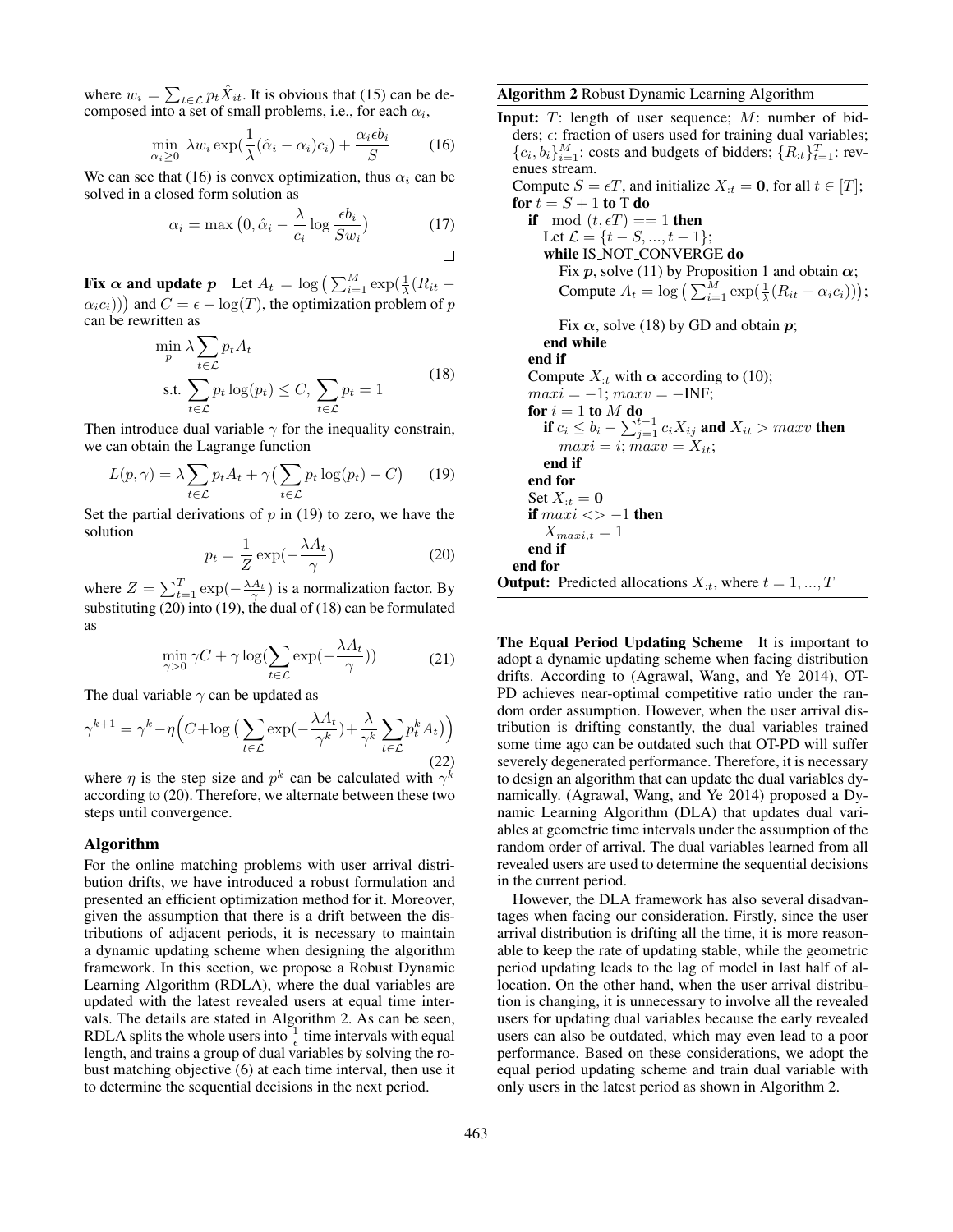where $w_i = \sum_{t \in \mathcal{L}} p_t \hat{X}_{it}$. It is obvious that (15) can be decomposed into a set of small problems, i.e., for each $\alpha_i$,

$$\min_{\alpha_i \geq 0} \ \lambda w_i \exp\left(\frac{1}{\lambda}(\hat{\alpha}_i - \alpha_i)c_i\right) + \frac{\alpha_i \epsilon b_i}{S} \tag{16}$$

We can see that (16) is convex optimization, thus $\alpha_i$ can be solved in a closed form solution as

$$\alpha_i = \max\left(0, \hat{\alpha}_i - \frac{\lambda}{c_i} \log \frac{\epsilon b_i}{S w_i}\right) \tag{17}$$

□

**Fix $\alpha$ and update $p$** Let $A_t = \log\left(\sum_{i=1}^{M} \exp\left(\frac{1}{\lambda}(R_{it} - \alpha_i c_i)\right)\right)$ and $C = \epsilon - \log(T)$, the optimization problem of $p$ can be rewritten as

$$\begin{aligned} \min_{p} \ & \lambda \sum_{t \in \mathcal{L}} p_t A_t \\ \text{s.t.} \ & \sum_{t \in \mathcal{L}} p_t \log(p_t) \leq C, \ \sum_{t \in \mathcal{L}} p_t = 1 \end{aligned} \tag{18}$$

Then introduce dual variable $\gamma$ for the inequality constrain, we can obtain the Lagrange function

$$L(p, \gamma) = \lambda \sum_{t \in \mathcal{L}} p_t A_t + \gamma\left(\sum_{t \in \mathcal{L}} p_t \log(p_t) - C\right) \tag{19}$$

Set the partial derivations of $p$ in (19) to zero, we have the solution

$$p_t = \frac{1}{Z} \exp\left(-\frac{\lambda A_t}{\gamma}\right) \tag{20}$$

where $Z = \sum_{t=1}^{T} \exp\left(-\frac{\lambda A_t}{\gamma}\right)$ is a normalization factor. By substituting (20) into (19), the dual of (18) can be formulated as

$$\min_{\gamma > 0} \gamma C + \gamma \log\left(\sum_{t \in \mathcal{L}} \exp\left(-\frac{\lambda A_t}{\gamma}\right)\right) \tag{21}$$

The dual variable $\gamma$ can be updated as

$$\gamma^{k+1} = \gamma^k - \eta\left(C + \log\left(\sum_{t \in \mathcal{L}} \exp\left(-\frac{\lambda A_t}{\gamma^k}\right)\right) + \frac{\lambda}{\gamma^k} \sum_{t \in \mathcal{L}} p_t^k A_t\right) \tag{22}$$

where $\eta$ is the step size and $p^k$ can be calculated with $\gamma^k$ according to (20). Therefore, we alternate between these two steps until convergence.

## Algorithm

For the online matching problems with user arrival distribution drifts, we have introduced a robust formulation and presented an efficient optimization method for it. Moreover, given the assumption that there is a drift between the distributions of adjacent periods, it is necessary to maintain a dynamic updating scheme when designing the algorithm framework. In this section, we propose a Robust Dynamic Learning Algorithm (RDLA), where the dual variables are updated with the latest revealed users at equal time intervals. The details are stated in Algorithm 2. As can be seen, RDLA splits the whole users into $\frac{1}{\epsilon}$ time intervals with equal length, and trains a group of dual variables by solving the robust matching objective (6) at each time interval, then use it to determine the sequential decisions in the next period.

**Algorithm 2** Robust Dynamic Learning Algorithm

**Input:** $T$: length of user sequence; $M$: number of bidders; $\epsilon$: fraction of users used for training dual variables; $\{c_i, b_i\}_{i=1}^{M}$: costs and budgets of bidders; $\{R_{:t}\}_{t=1}^{T}$: revenues stream.

Compute $S = \epsilon T$, and initialize $X_{:t} = \mathbf{0}$, for all $t \in [T]$;
**for** $t = S + 1$ **to** T **do**
  **if** $\mod(t, \epsilon T) == 1$ **then**
    Let $\mathcal{L} = \{t - S, ..., t - 1\}$;
    **while** IS_NOT_CONVERGE **do**
      Fix $\boldsymbol{p}$, solve (11) by Proposition 1 and obtain $\boldsymbol{\alpha}$;
      Compute $A_t = \log\left(\sum_{i=1}^{M} \exp\left(\frac{1}{\lambda}(R_{it} - \alpha_i c_i)\right)\right)$;
      Fix $\boldsymbol{\alpha}$, solve (18) by GD and obtain $\boldsymbol{p}$;
    **end while**
  **end if**
  Compute $X_{:t}$ with $\boldsymbol{\alpha}$ according to (10);
  $maxi = -1$; $maxv = -$INF;
  **for** $i = 1$ **to** $M$ **do**
    **if** $c_i \leq b_i - \sum_{j=1}^{t-1} c_i X_{ij}$ **and** $X_{it} > maxv$ **then**
      $maxi = i$; $maxv = X_{it}$;
    **end if**
  **end for**
  Set $X_{:t} = \mathbf{0}$
  **if** $maxi <> -1$ **then**
    $X_{maxi,t} = 1$
  **end if**
**end for**
**Output:** Predicted allocations $X_{:t}$, where $t = 1, ..., T$

**The Equal Period Updating Scheme** It is important to adopt a dynamic updating scheme when facing distribution drifts. According to (Agrawal, Wang, and Ye 2014), OT-PD achieves near-optimal competitive ratio under the random order assumption. However, when the user arrival distribution is drifting constantly, the dual variables trained some time ago can be outdated such that OT-PD will suffer severely degenerated performance. Therefore, it is necessary to design an algorithm that can update the dual variables dynamically. (Agrawal, Wang, and Ye 2014) proposed a Dynamic Learning Algorithm (DLA) that updates dual variables at geometric time intervals under the assumption of the random order of arrival. The dual variables learned from all revealed users are used to determine the sequential decisions in the current period.

However, the DLA framework has also several disadvantages when facing our consideration. Firstly, since the user arrival distribution is drifting all the time, it is more reasonable to keep the rate of updating stable, while the geometric period updating leads to the lag of model in last half of allocation. On the other hand, when the user arrival distribution is changing, it is unnecessary to involve all the revealed users for updating dual variables because the early revealed users can also be outdated, which may even lead to a poor performance. Based on these considerations, we adopt the equal period updating scheme and train dual variable with only users in the latest period as shown in Algorithm 2.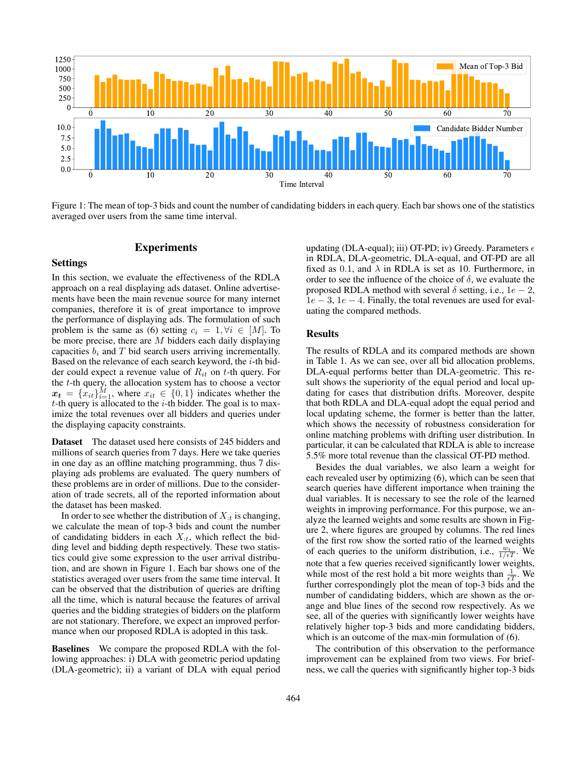Figure 1: The mean of top-3 bids and count the number of candidating bidders in each query. Each bar shows one of the statistics averaged over users from the same time interval.

## Experiments

### Settings

In this section, we evaluate the effectiveness of the RDLA approach on a real displaying ads dataset. Online advertisements have been the main revenue source for many internet companies, therefore it is of great importance to improve the performance of displaying ads. The formulation of such problem is the same as (6) setting $c_i = 1, \forall i \in [M]$. To be more precise, there are $M$ bidders each daily displaying capacities $b_i$ and $T$ bid search users arriving incrementally. Based on the relevance of each search keyword, the $i$-th bidder could expect a revenue value of $R_{it}$ on $t$-th query. For the $t$-th query, the allocation system has to choose a vector $\boldsymbol{x_t} = \{x_{it}\}_{i=1}^{M}$, where $x_{it} \in \{0, 1\}$ indicates whether the $t$-th query is allocated to the $i$-th bidder. The goal is to maximize the total revenues over all bidders and queries under the displaying capacity constraints.

**Dataset** The dataset used here consists of 245 bidders and millions of search queries from 7 days. Here we take queries in one day as an offline matching programming, thus 7 displaying ads problems are evaluated. The query numbers of these problems are in order of millions. Due to the consideration of trade secrets, all of the reported information about the dataset has been masked.

In order to see whether the distribution of $X_{:t}$ is changing, we calculate the mean of top-3 bids and count the number of candidating bidders in each $X_{:t}$, which reflect the bidding level and bidding depth respectively. These two statistics could give some expression to the user arrival distribution, and are shown in Figure 1. Each bar shows one of the statistics averaged over users from the same time interval. It can be observed that the distribution of queries are drifting all the time, which is natural because the features of arrival queries and the bidding strategies of bidders on the platform are not stationary. Therefore, we expect an improved performance when our proposed RDLA is adopted in this task.

**Baselines** We compare the proposed RDLA with the following approaches: i) DLA with geometric period updating (DLA-geometric); ii) a variant of DLA with equal period updating (DLA-equal); iii) OT-PD; iv) Greedy. Parameters $\epsilon$ in RDLA, DLA-geometric, DLA-equal, and OT-PD are all fixed as 0.1, and $\lambda$ in RDLA is set as 10. Furthermore, in order to see the influence of the choice of $\delta$, we evaluate the proposed RDLA method with several $\delta$ setting, i.e., $1e-2$, $1e-3$, $1e-4$. Finally, the total revenues are used for evaluating the compared methods.

### Results

The results of RDLA and its compared methods are shown in Table 1. As we can see, over all bid allocation problems, DLA-equal performs better than DLA-geometric. This result shows the superiority of the equal period and local updating for cases that distribution drifts. Moreover, despite that both RDLA and DLA-equal adopt the equal period and local updating scheme, the former is better than the latter, which shows the necessity of robustness consideration for online matching problems with drifting user distribution. In particular, it can be calculated that RDLA is able to increase 5.5% more total revenue than the classical OT-PD method.

Besides the dual variables, we also learn a weight for each revealed user by optimizing (6), which can be seen that search queries have different importance when training the dual variables. It is necessary to see the role of the learned weights in improving performance. For this purpose, we analyze the learned weights and some results are shown in Figure 2, where figures are grouped by columns. The red lines of the first row show the sorted ratio of the learned weights of each queries to the uniform distribution, i.e., $\frac{w_t}{1/\epsilon T}$. We note that a few queries received significantly lower weights, while most of the rest hold a bit more weights than $\frac{1}{\epsilon T}$. We further correspondingly plot the mean of top-3 bids and the number of candidating bidders, which are shown as the orange and blue lines of the second row respectively. As we see, all of the queries with significantly lower weights have relatively higher top-3 bids and more candidating bidders, which is an outcome of the max-min formulation of (6).

The contribution of this observation to the performance improvement can be explained from two views. For briefness, we call the queries with significantly higher top-3 bids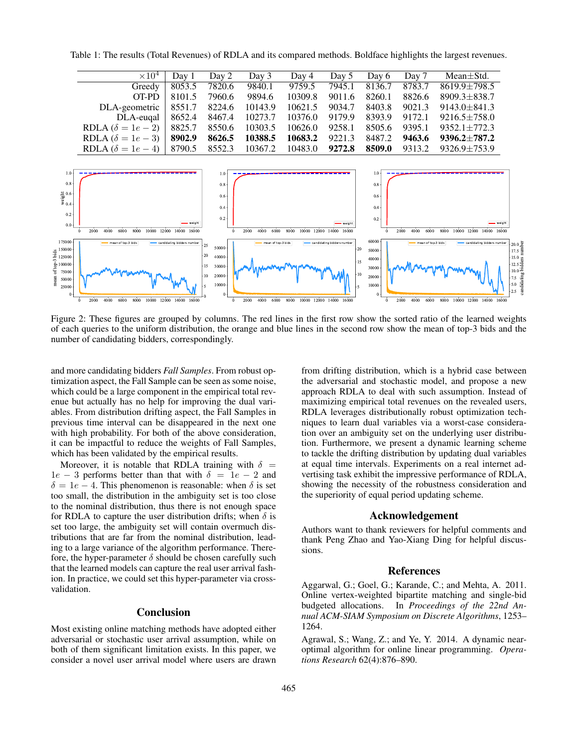Table 1: The results (Total Revenues) of RDLA and its compared methods. Boldface highlights the largest revenues.

| $\times 10^4$ | Day 1 | Day 2 | Day 3 | Day 4 | Day 5 | Day 6 | Day 7 | Mean±Std. |
|---|---|---|---|---|---|---|---|---|
| Greedy | 8053.5 | 7820.6 | 9840.1 | 9759.5 | 7945.1 | 8136.7 | 8783.7 | 8619.9±798.5 |
| OT-PD | 8101.5 | 7960.6 | 9894.6 | 10309.8 | 9011.6 | 8260.1 | 8826.6 | 8909.3±838.7 |
| DLA-geometric | 8551.7 | 8224.6 | 10143.9 | 10621.5 | 9034.7 | 8403.8 | 9021.3 | 9143.0±841.3 |
| DLA-euqal | 8652.4 | 8467.4 | 10273.7 | 10376.0 | 9179.9 | 8393.9 | 9172.1 | 9216.5±758.0 |
| RDLA ($\delta = 1e-2$) | 8825.7 | 8550.6 | 10303.5 | 10626.0 | 9258.1 | 8505.6 | 9395.1 | 9352.1±772.3 |
| RDLA ($\delta = 1e-3$) | **8902.9** | **8626.5** | **10388.5** | **10683.2** | 9221.3 | 8487.2 | **9463.6** | **9396.2±787.2** |
| RDLA ($\delta = 1e-4$) | 8790.5 | 8552.3 | 10367.2 | 10483.0 | **9272.8** | **8509.0** | 9313.2 | 9326.9±753.9 |

Figure 2: These figures are grouped by columns. The red lines in the first row show the sorted ratio of the learned weights of each queries to the uniform distribution, the orange and blue lines in the second row show the mean of top-3 bids and the number of candidating bidders, correspondingly.

and more candidating bidders *Fall Samples*. From robust optimization aspect, the Fall Sample can be seen as some noise, which could be a large component in the empirical total revenue but actually has no help for improving the dual variables. From distribution drifting aspect, the Fall Samples in previous time interval can be disappeared in the next one with high probability. For both of the above consideration, it can be impactful to reduce the weights of Fall Samples, which has been validated by the empirical results.

Moreover, it is notable that RDLA training with $\delta = 1e-3$ performs better than that with $\delta = 1e-2$ and $\delta = 1e-4$. This phenomenon is reasonable: when $\delta$ is set too small, the distribution in the ambiguity set is too close to the nominal distribution, thus there is not enough space for RDLA to capture the user distribution drifts; when $\delta$ is set too large, the ambiguity set will contain overmuch distributions that are far from the nominal distribution, leading to a large variance of the algorithm performance. Therefore, the hyper-parameter $\delta$ should be chosen carefully such that the learned models can capture the real user arrival fashion. In practice, we could set this hyper-parameter via cross-validation.

## Conclusion

Most existing online matching methods have adopted either adversarial or stochastic user arrival assumption, while on both of them significant limitation exists. In this paper, we consider a novel user arrival model where users are drawn from drifting distribution, which is a hybrid case between the adversarial and stochastic model, and propose a new approach RDLA to deal with such assumption. Instead of maximizing empirical total revenues on the revealed users, RDLA leverages distributionally robust optimization techniques to learn dual variables via a worst-case consideration over an ambiguity set on the underlying user distribution. Furthermore, we present a dynamic learning scheme to tackle the drifting distribution by updating dual variables at equal time intervals. Experiments on a real internet advertising dataset exhibit the impressive performance of RDLA, showing the necessity of the robustness consideration and the superiority of equal period updating scheme.

## Acknowledgement

Authors want to thank reviewers for helpful comments and thank Peng Zhao and Yao-Xiang Ding for helpful discussions.

## References

Aggarwal, G.; Goel, G.; Karande, C.; and Mehta, A. 2011. Online vertex-weighted bipartite matching and single-bid budgeted allocations. In *Proceedings of the 22nd Annual ACM-SIAM Symposium on Discrete Algorithms*, 1253–1264.

Agrawal, S.; Wang, Z.; and Ye, Y. 2014. A dynamic near-optimal algorithm for online linear programming. *Operations Research* 62(4):876–890.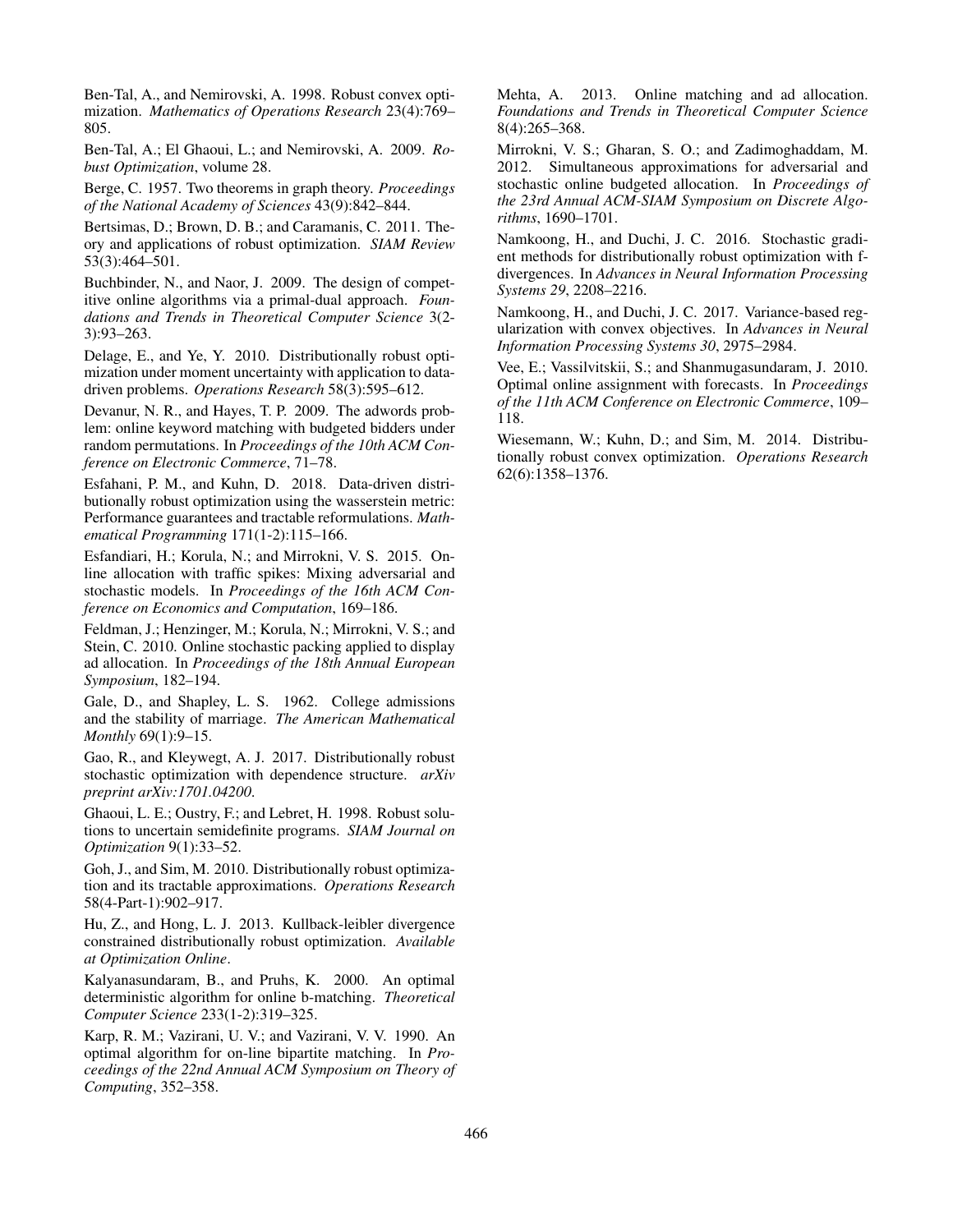Ben-Tal, A., and Nemirovski, A. 1998. Robust convex optimization. *Mathematics of Operations Research* 23(4):769–805.

Ben-Tal, A.; El Ghaoui, L.; and Nemirovski, A. 2009. *Robust Optimization*, volume 28.

Berge, C. 1957. Two theorems in graph theory. *Proceedings of the National Academy of Sciences* 43(9):842–844.

Bertsimas, D.; Brown, D. B.; and Caramanis, C. 2011. Theory and applications of robust optimization. *SIAM Review* 53(3):464–501.

Buchbinder, N., and Naor, J. 2009. The design of competitive online algorithms via a primal-dual approach. *Foundations and Trends in Theoretical Computer Science* 3(2-3):93–263.

Delage, E., and Ye, Y. 2010. Distributionally robust optimization under moment uncertainty with application to data-driven problems. *Operations Research* 58(3):595–612.

Devanur, N. R., and Hayes, T. P. 2009. The adwords problem: online keyword matching with budgeted bidders under random permutations. In *Proceedings of the 10th ACM Conference on Electronic Commerce*, 71–78.

Esfahani, P. M., and Kuhn, D. 2018. Data-driven distributionally robust optimization using the wasserstein metric: Performance guarantees and tractable reformulations. *Mathematical Programming* 171(1-2):115–166.

Esfandiari, H.; Korula, N.; and Mirrokni, V. S. 2015. Online allocation with traffic spikes: Mixing adversarial and stochastic models. In *Proceedings of the 16th ACM Conference on Economics and Computation*, 169–186.

Feldman, J.; Henzinger, M.; Korula, N.; Mirrokni, V. S.; and Stein, C. 2010. Online stochastic packing applied to display ad allocation. In *Proceedings of the 18th Annual European Symposium*, 182–194.

Gale, D., and Shapley, L. S. 1962. College admissions and the stability of marriage. *The American Mathematical Monthly* 69(1):9–15.

Gao, R., and Kleywegt, A. J. 2017. Distributionally robust stochastic optimization with dependence structure. *arXiv preprint arXiv:1701.04200*.

Ghaoui, L. E.; Oustry, F.; and Lebret, H. 1998. Robust solutions to uncertain semidefinite programs. *SIAM Journal on Optimization* 9(1):33–52.

Goh, J., and Sim, M. 2010. Distributionally robust optimization and its tractable approximations. *Operations Research* 58(4-Part-1):902–917.

Hu, Z., and Hong, L. J. 2013. Kullback-leibler divergence constrained distributionally robust optimization. *Available at Optimization Online*.

Kalyanasundaram, B., and Pruhs, K. 2000. An optimal deterministic algorithm for online b-matching. *Theoretical Computer Science* 233(1-2):319–325.

Karp, R. M.; Vazirani, U. V.; and Vazirani, V. V. 1990. An optimal algorithm for on-line bipartite matching. In *Proceedings of the 22nd Annual ACM Symposium on Theory of Computing*, 352–358.

Mehta, A. 2013. Online matching and ad allocation. *Foundations and Trends in Theoretical Computer Science* 8(4):265–368.

Mirrokni, V. S.; Gharan, S. O.; and Zadimoghaddam, M. 2012. Simultaneous approximations for adversarial and stochastic online budgeted allocation. In *Proceedings of the 23rd Annual ACM-SIAM Symposium on Discrete Algorithms*, 1690–1701.

Namkoong, H., and Duchi, J. C. 2016. Stochastic gradient methods for distributionally robust optimization with f-divergences. In *Advances in Neural Information Processing Systems 29*, 2208–2216.

Namkoong, H., and Duchi, J. C. 2017. Variance-based regularization with convex objectives. In *Advances in Neural Information Processing Systems 30*, 2975–2984.

Vee, E.; Vassilvitskii, S.; and Shanmugasundaram, J. 2010. Optimal online assignment with forecasts. In *Proceedings of the 11th ACM Conference on Electronic Commerce*, 109–118.

Wiesemann, W.; Kuhn, D.; and Sim, M. 2014. Distributionally robust convex optimization. *Operations Research* 62(6):1358–1376.